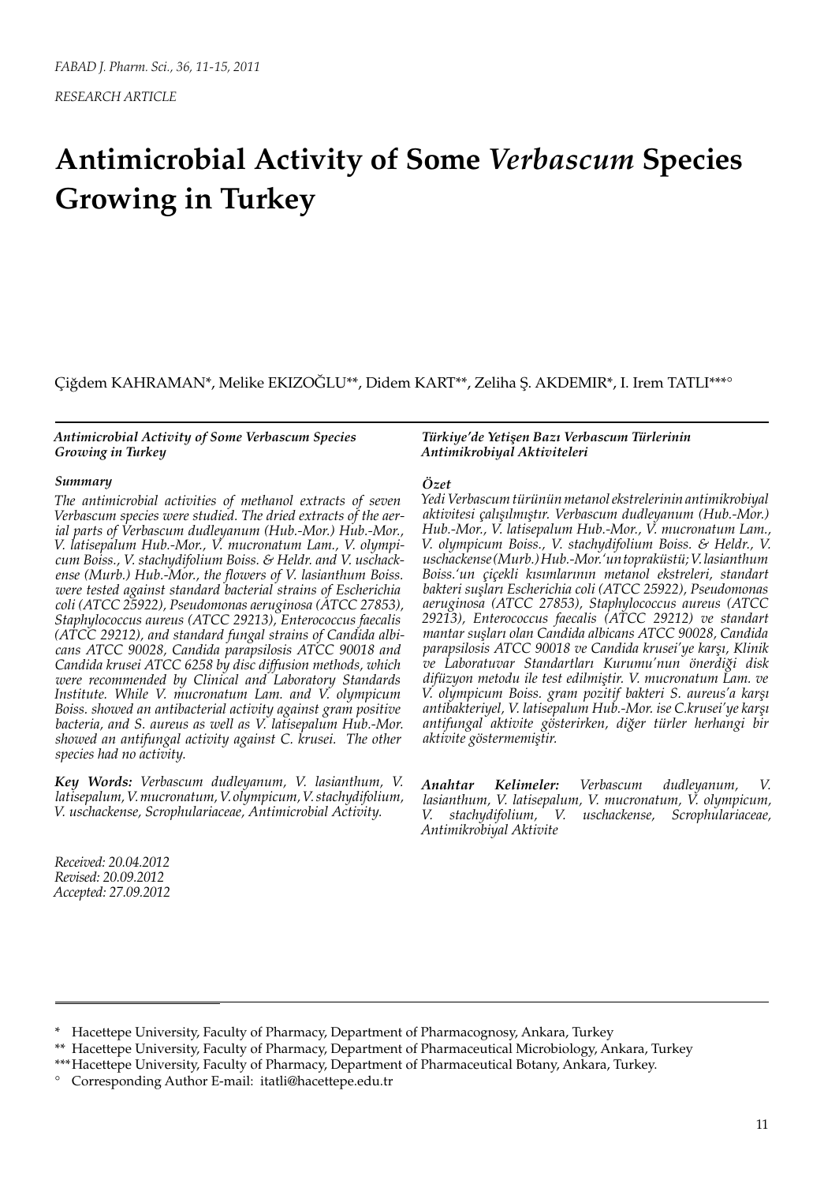RESEARCH ARTICLE

# Antimicrobial Activity of Some *Verbascum* Species Growing in Turkey

Çiğdem KAHRAMAN*, Melike EKIZOĞLU**, Didem KART**, Zeliha Ş. AKDEMIR*, I. Irem TATLI***°

***Antimicrobial Activity of Some Verbascum Species Growing in Turkey***

***Summary***

*The antimicrobial activities of methanol extracts of seven Verbascum species were studied. The dried extracts of the aerial parts of Verbascum dudleyanum (Hub.-Mor.) Hub.-Mor., V. latisepalum Hub.-Mor., V. mucronatum Lam., V. olympicum Boiss., V. stachydifolium Boiss. & Heldr. and V. uschackense (Murb.) Hub.-Mor., the flowers of V. lasianthum Boiss. were tested against standard bacterial strains of Escherichia coli (ATCC 25922), Pseudomonas aeruginosa (ATCC 27853), Staphylococcus aureus (ATCC 29213), Enterococcus faecalis (ATCC 29212), and standard fungal strains of Candida albicans ATCC 90028, Candida parapsilosis ATCC 90018 and Candida krusei ATCC 6258 by disc diffusion methods, which were recommended by Clinical and Laboratory Standards Institute. While V. mucronatum Lam. and V. olympicum Boiss. showed an antibacterial activity against gram positive bacteria, and S. aureus as well as V. latisepalum Hub.-Mor. showed an antifungal activity against C. krusei. The other species had no activity.*

***Key Words:*** *Verbascum dudleyanum, V. lasianthum, V. latisepalum, V. mucronatum, V. olympicum, V. stachydifolium, V. uschackense, Scrophulariaceae, Antimicrobial Activity.*

*Received: 20.04.2012*
*Revised: 20.09.2012*
*Accepted: 27.09.2012*

***Türkiye'de Yetişen Bazı Verbascum Türlerinin Antimikrobiyal Aktiviteleri***

***Özet***

*Yedi Verbascum türünün metanol ekstrelerinin antimikrobiyal aktivitesi çalışılmıştır. Verbascum dudleyanum (Hub.-Mor.) Hub.-Mor., V. latisepalum Hub.-Mor., V. mucronatum Lam., V. olympicum Boiss., V. stachydifolium Boiss. & Heldr., V. uschackense (Murb.) Hub.-Mor.'un topraküstü; V. lasianthum Boiss.'un çiçekli kısımlarının metanol ekstreleri, standart bakteri suşları Escherichia coli (ATCC 25922), Pseudomonas aeruginosa (ATCC 27853), Staphylococcus aureus (ATCC 29213), Enterococcus faecalis (ATCC 29212) ve standart mantar suşları olan Candida albicans ATCC 90028, Candida parapsilosis ATCC 90018 ve Candida krusei'ye karşı, Klinik ve Laboratuvar Standartları Kurumu'nun önerdiği disk difüzyon metodu ile test edilmiştir. V. mucronatum Lam. ve V. olympicum Boiss. gram pozitif bakteri S. aureus'a karşı antibakteriyel, V. latisepalum Hub.-Mor. ise C.krusei'ye karşı antifungal aktivite gösterirken, diğer türler herhangi bir aktivite göstermemiştir.*

***Anahtar Kelimeler:*** *Verbascum dudleyanum, V. lasianthum, V. latisepalum, V. mucronatum, V. olympicum, V. stachydifolium, V. uschackense, Scrophulariaceae, Antimikrobiyal Aktivite*

---

\* Hacettepe University, Faculty of Pharmacy, Department of Pharmacognosy, Ankara, Turkey

\*\* Hacettepe University, Faculty of Pharmacy, Department of Pharmaceutical Microbiology, Ankara, Turkey

\*\*\* Hacettepe University, Faculty of Pharmacy, Department of Pharmaceutical Botany, Ankara, Turkey.

° Corresponding Author E-mail: itatli@hacettepe.edu.tr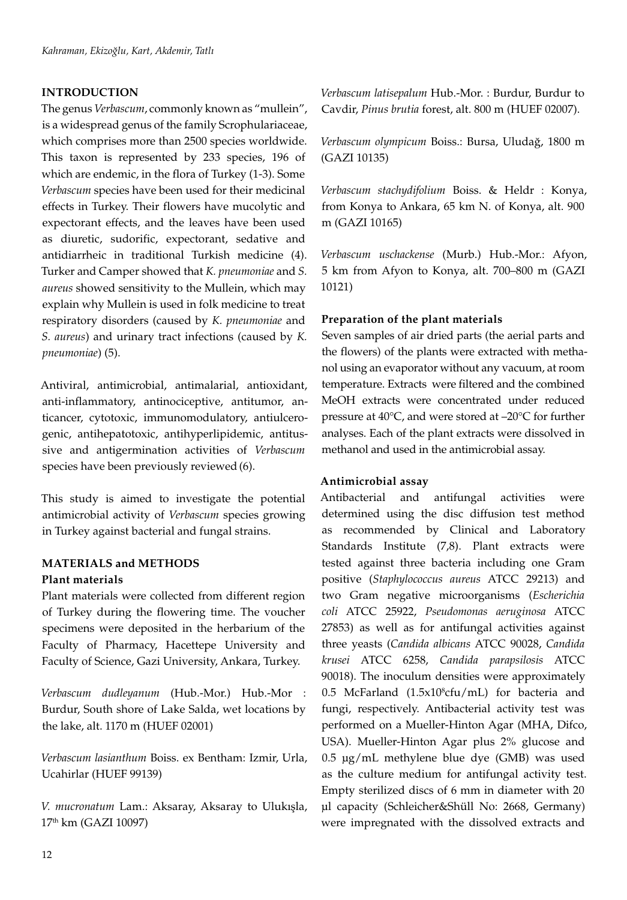## INTRODUCTION

The genus *Verbascum*, commonly known as "mullein", is a widespread genus of the family Scrophulariaceae, which comprises more than 2500 species worldwide. This taxon is represented by 233 species, 196 of which are endemic, in the flora of Turkey (1-3). Some *Verbascum* species have been used for their medicinal effects in Turkey. Their flowers have mucolytic and expectorant effects, and the leaves have been used as diuretic, sudorific, expectorant, sedative and antidiarrheic in traditional Turkish medicine (4). Turker and Camper showed that *K. pneumoniae* and *S. aureus* showed sensitivity to the Mullein, which may explain why Mullein is used in folk medicine to treat respiratory disorders (caused by *K. pneumoniae* and *S. aureus*) and urinary tract infections (caused by *K. pneumoniae*) (5).

Antiviral, antimicrobial, antimalarial, antioxidant, anti-inflammatory, antinociceptive, antitumor, anticancer, cytotoxic, immunomodulatory, antiulcerogenic, antihepatotoxic, antihyperlipidemic, antitussive and antigermination activities of *Verbascum* species have been previously reviewed (6).

This study is aimed to investigate the potential antimicrobial activity of *Verbascum* species growing in Turkey against bacterial and fungal strains.

## MATERIALS and METHODS

### Plant materials

Plant materials were collected from different region of Turkey during the flowering time. The voucher specimens were deposited in the herbarium of the Faculty of Pharmacy, Hacettepe University and Faculty of Science, Gazi University, Ankara, Turkey.

*Verbascum dudleyanum* (Hub.-Mor.) Hub.-Mor : Burdur, South shore of Lake Salda, wet locations by the lake, alt. 1170 m (HUEF 02001)

*Verbascum lasianthum* Boiss. ex Bentham: Izmir, Urla, Ucahirlar (HUEF 99139)

*V. mucronatum* Lam.: Aksaray, Aksaray to Ulukışla, 17th km (GAZI 10097)

*Verbascum latisepalum* Hub.-Mor. : Burdur, Burdur to Cavdir, *Pinus brutia* forest, alt. 800 m (HUEF 02007).

*Verbascum olympicum* Boiss.: Bursa, Uludağ, 1800 m (GAZI 10135)

*Verbascum stachydifolium* Boiss. & Heldr : Konya, from Konya to Ankara, 65 km N. of Konya, alt. 900 m (GAZI 10165)

*Verbascum uschackense* (Murb.) Hub.-Mor.: Afyon, 5 km from Afyon to Konya, alt. 700–800 m (GAZI 10121)

### Preparation of the plant materials

Seven samples of air dried parts (the aerial parts and the flowers) of the plants were extracted with methanol using an evaporator without any vacuum, at room temperature. Extracts were filtered and the combined MeOH extracts were concentrated under reduced pressure at 40°C, and were stored at –20°C for further analyses. Each of the plant extracts were dissolved in methanol and used in the antimicrobial assay.

### Antimicrobial assay

Antibacterial and antifungal activities were determined using the disc diffusion test method as recommended by Clinical and Laboratory Standards Institute (7,8). Plant extracts were tested against three bacteria including one Gram positive (*Staphylococcus aureus* ATCC 29213) and two Gram negative microorganisms (*Escherichia coli* ATCC 25922, *Pseudomonas aeruginosa* ATCC 27853) as well as for antifungal activities against three yeasts (*Candida albicans* ATCC 90028, *Candida krusei* ATCC 6258, *Candida parapsilosis* ATCC 90018). The inoculum densities were approximately 0.5 McFarland ($1.5x10^8$cfu/mL) for bacteria and fungi, respectively. Antibacterial activity test was performed on a Mueller-Hinton Agar (MHA, Difco, USA). Mueller-Hinton Agar plus 2% glucose and 0.5 µg/mL methylene blue dye (GMB) was used as the culture medium for antifungal activity test. Empty sterilized discs of 6 mm in diameter with 20 µl capacity (Schleicher&Shüll No: 2668, Germany) were impregnated with the dissolved extracts and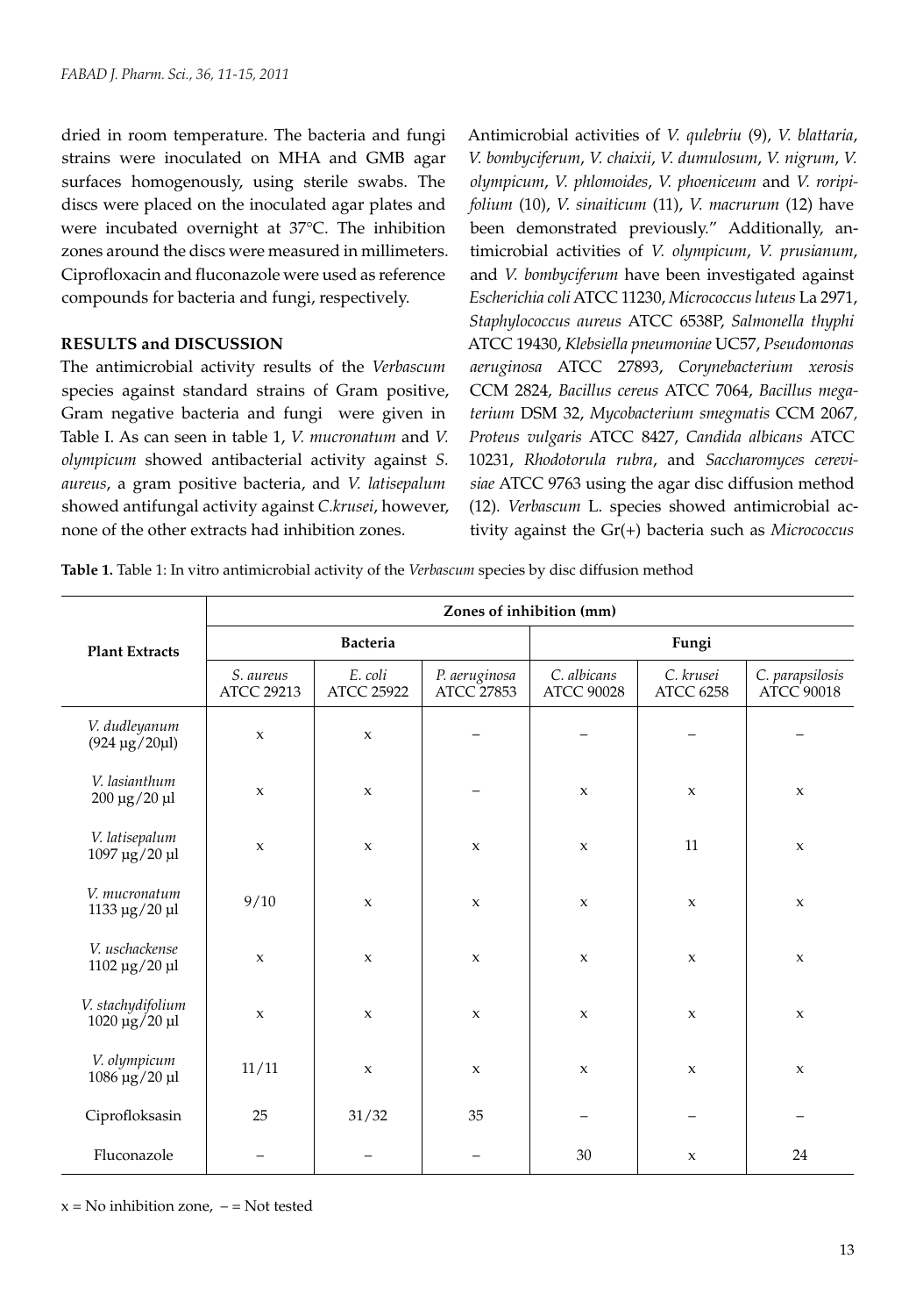dried in room temperature. The bacteria and fungi strains were inoculated on MHA and GMB agar surfaces homogenously, using sterile swabs. The discs were placed on the inoculated agar plates and were incubated overnight at 37°C. The inhibition zones around the discs were measured in millimeters. Ciprofloxacin and fluconazole were used as reference compounds for bacteria and fungi, respectively.

## RESULTS and DISCUSSION

The antimicrobial activity results of the *Verbascum* species against standard strains of Gram positive, Gram negative bacteria and fungi were given in Table I. As can seen in table 1, *V. mucronatum* and *V. olympicum* showed antibacterial activity against *S. aureus*, a gram positive bacteria, and *V. latisepalum* showed antifungal activity against *C.krusei*, however, none of the other extracts had inhibition zones.

Antimicrobial activities of *V. qulebriu* (9), *V. blattaria*, *V. bombyciferum*, *V. chaixii*, *V. dumulosum*, *V. nigrum*, *V. olympicum*, *V. phlomoides*, *V. phoeniceum* and *V. roripifolium* (10), *V. sinaiticum* (11), *V. macrurum* (12) have been demonstrated previously." Additionally, antimicrobial activities of *V. olympicum*, *V. prusianum*, and *V. bombyciferum* have been investigated against *Escherichia coli* ATCC 11230, *Micrococcus luteus* La 2971, *Staphylococcus aureus* ATCC 6538P, *Salmonella thyphi* ATCC 19430, *Klebsiella pneumoniae* UC57, *Pseudomonas aeruginosa* ATCC 27893, *Corynebacterium xerosis* CCM 2824, *Bacillus cereus* ATCC 7064, *Bacillus megaterium* DSM 32, *Mycobacterium smegmatis* CCM 2067, *Proteus vulgaris* ATCC 8427, *Candida albicans* ATCC 10231, *Rhodotorula rubra*, and *Saccharomyces cerevisiae* ATCC 9763 using the agar disc diffusion method (12). *Verbascum* L. species showed antimicrobial activity against the Gr(+) bacteria such as *Micrococcus*

**Table 1.** Table 1: In vitro antimicrobial activity of the *Verbascum* species by disc diffusion method

| Plant Extracts | Zones of inhibition (mm) | | | | | |
|---|---|---|---|---|---|---|
| | Bacteria | | | Fungi | | |
| | *S. aureus* ATCC 29213 | *E. coli* ATCC 25922 | *P. aeruginosa* ATCC 27853 | *C. albicans* ATCC 90028 | *C. krusei* ATCC 6258 | *C. parapsilosis* ATCC 90018 |
| *V. dudleyanum* (924 µg/20µl) | x | x | – | – | – | – |
| *V. lasianthum* 200 µg/20 µl | x | x | – | x | x | x |
| *V. latisepalum* 1097 µg/20 µl | x | x | x | x | 11 | x |
| *V. mucronatum* 1133 µg/20 µl | 9/10 | x | x | x | x | x |
| *V. uschackense* 1102 µg/20 µl | x | x | x | x | x | x |
| *V. stachydifolium* 1020 µg/20 µl | x | x | x | x | x | x |
| *V. olympicum* 1086 µg/20 µl | 11/11 | x | x | x | x | x |
| Ciprofloksasin | 25 | 31/32 | 35 | – | – | – |
| Fluconazole | – | – | – | 30 | x | 24 |

x = No inhibition zone, – = Not tested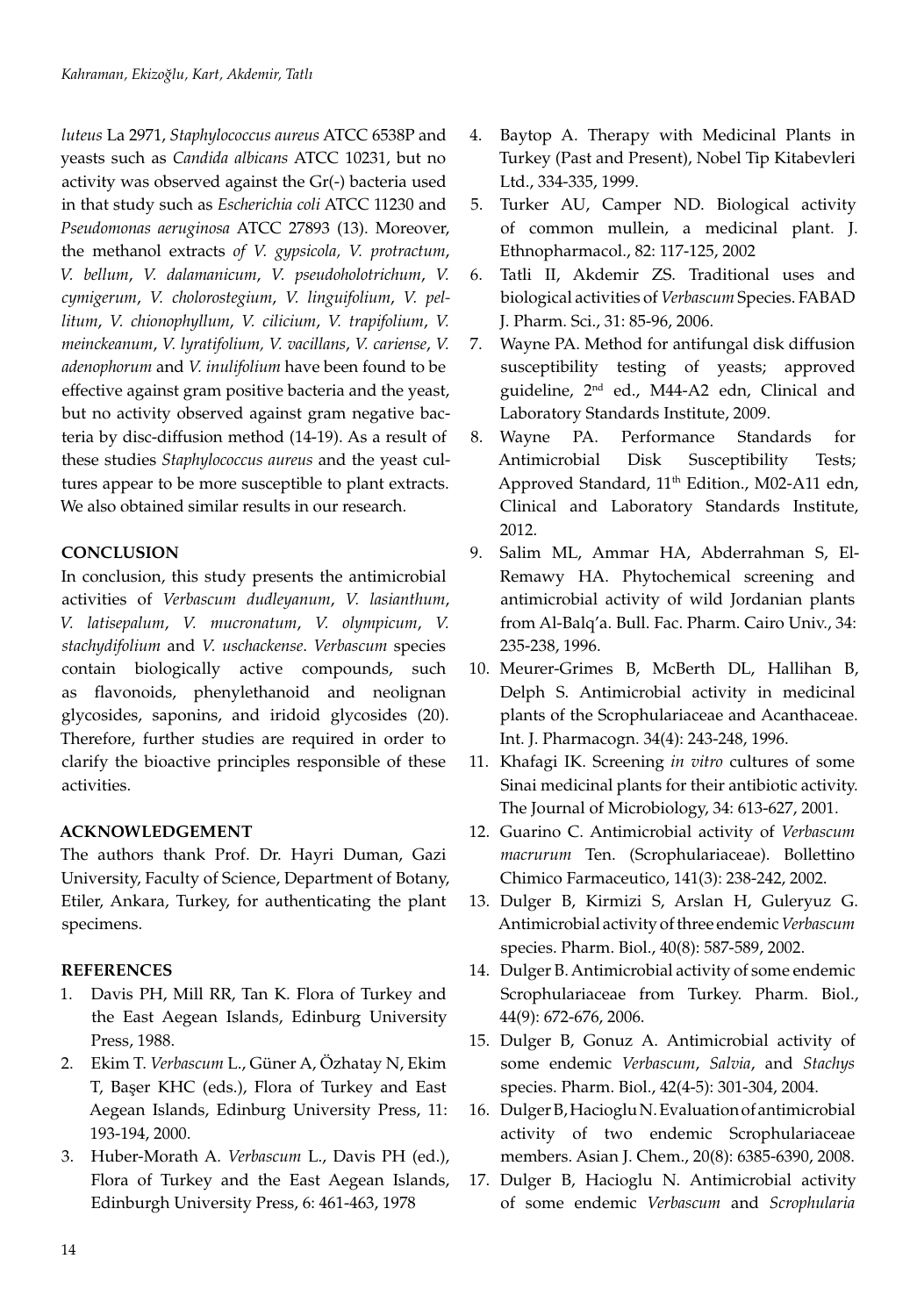*luteus* La 2971, *Staphylococcus aureus* ATCC 6538P and yeasts such as *Candida albicans* ATCC 10231, but no activity was observed against the Gr(-) bacteria used in that study such as *Escherichia coli* ATCC 11230 and *Pseudomonas aeruginosa* ATCC 27893 (13). Moreover, the methanol extracts *of V. gypsicola, V. protractum*, *V. bellum*, *V. dalamanicum*, *V. pseudoholotrichum*, *V. cymigerum*, *V. cholorostegium*, *V. linguifolium*, *V. pellitum*, *V. chionophyllum*, *V. cilicium*, *V. trapifolium*, *V. meinckeanum*, *V. lyratifolium, V. vacillans*, *V. cariense*, *V. adenophorum* and *V. inulifolium* have been found to be effective against gram positive bacteria and the yeast, but no activity observed against gram negative bacteria by disc-diffusion method (14-19). As a result of these studies *Staphylococcus aureus* and the yeast cultures appear to be more susceptible to plant extracts. We also obtained similar results in our research.

## CONCLUSION

In conclusion, this study presents the antimicrobial activities of *Verbascum dudleyanum*, *V. lasianthum*, *V. latisepalum*, *V. mucronatum*, *V. olympicum*, *V. stachydifolium* and *V. uschackense*. *Verbascum* species contain biologically active compounds, such as flavonoids, phenylethanoid and neolignan glycosides, saponins, and iridoid glycosides (20). Therefore, further studies are required in order to clarify the bioactive principles responsible of these activities.

## ACKNOWLEDGEMENT

The authors thank Prof. Dr. Hayri Duman, Gazi University, Faculty of Science, Department of Botany, Etiler, Ankara, Turkey, for authenticating the plant specimens.

## REFERENCES

1. Davis PH, Mill RR, Tan K. Flora of Turkey and the East Aegean Islands, Edinburg University Press, 1988.
2. Ekim T. *Verbascum* L., Güner A, Özhatay N, Ekim T, Başer KHC (eds.), Flora of Turkey and East Aegean Islands, Edinburg University Press, 11: 193-194, 2000.
3. Huber-Morath A. *Verbascum* L., Davis PH (ed.), Flora of Turkey and the East Aegean Islands, Edinburgh University Press, 6: 461-463, 1978
4. Baytop A. Therapy with Medicinal Plants in Turkey (Past and Present), Nobel Tip Kitabevleri Ltd., 334-335, 1999.
5. Turker AU, Camper ND. Biological activity of common mullein, a medicinal plant. J. Ethnopharmacol., 82: 117-125, 2002
6. Tatli II, Akdemir ZS. Traditional uses and biological activities of *Verbascum* Species. FABAD J. Pharm. Sci., 31: 85-96, 2006.
7. Wayne PA. Method for antifungal disk diffusion susceptibility testing of yeasts; approved guideline, 2nd ed., M44-A2 edn, Clinical and Laboratory Standards Institute, 2009.
8. Wayne PA. Performance Standards for Antimicrobial Disk Susceptibility Tests; Approved Standard, 11th Edition., M02-A11 edn, Clinical and Laboratory Standards Institute, 2012.
9. Salim ML, Ammar HA, Abderrahman S, El-Remawy HA. Phytochemical screening and antimicrobial activity of wild Jordanian plants from Al-Balq'a. Bull. Fac. Pharm. Cairo Univ., 34: 235-238, 1996.
10. Meurer-Grimes B, McBerth DL, Hallihan B, Delph S. Antimicrobial activity in medicinal plants of the Scrophulariaceae and Acanthaceae. Int. J. Pharmacogn. 34(4): 243-248, 1996.
11. Khafagi IK. Screening *in vitro* cultures of some Sinai medicinal plants for their antibiotic activity. The Journal of Microbiology, 34: 613-627, 2001.
12. Guarino C. Antimicrobial activity of *Verbascum macrurum* Ten. (Scrophulariaceae). Bollettino Chimico Farmaceutico, 141(3): 238-242, 2002.
13. Dulger B, Kirmizi S, Arslan H, Guleryuz G. Antimicrobial activity of three endemic *Verbascum* species. Pharm. Biol., 40(8): 587-589, 2002.
14. Dulger B. Antimicrobial activity of some endemic Scrophulariaceae from Turkey. Pharm. Biol., 44(9): 672-676, 2006.
15. Dulger B, Gonuz A. Antimicrobial activity of some endemic *Verbascum*, *Salvia*, and *Stachys* species. Pharm. Biol., 42(4-5): 301-304, 2004.
16. Dulger B, Hacioglu N. Evaluation of antimicrobial activity of two endemic Scrophulariaceae members. Asian J. Chem., 20(8): 6385-6390, 2008.
17. Dulger B, Hacioglu N. Antimicrobial activity of some endemic *Verbascum* and *Scrophularia*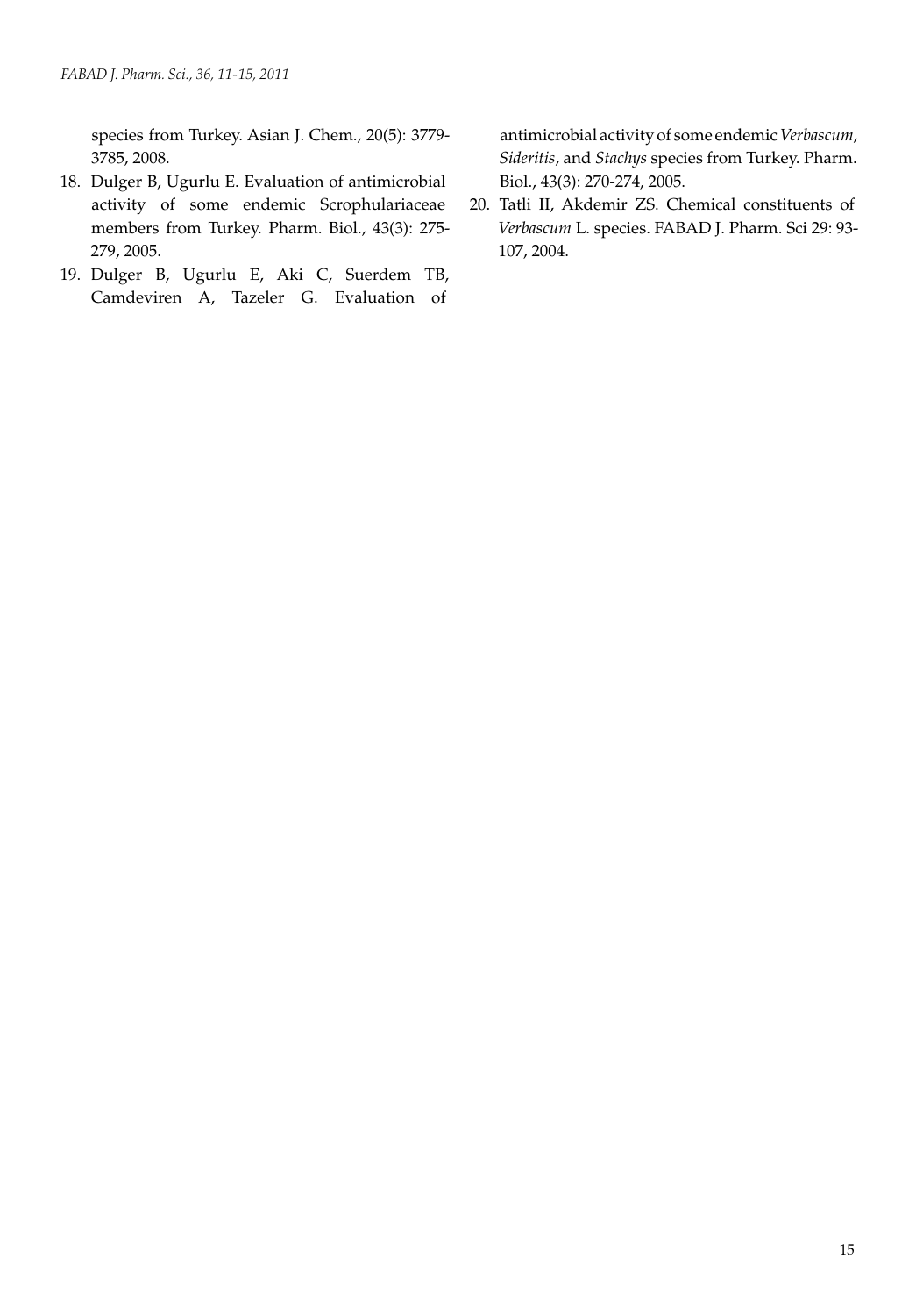species from Turkey. Asian J. Chem., 20(5): 3779-3785, 2008.

18. Dulger B, Ugurlu E. Evaluation of antimicrobial activity of some endemic Scrophulariaceae members from Turkey. Pharm. Biol., 43(3): 275-279, 2005.
19. Dulger B, Ugurlu E, Aki C, Suerdem TB, Camdeviren A, Tazeler G. Evaluation of antimicrobial activity of some endemic *Verbascum*, *Sideritis*, and *Stachys* species from Turkey. Pharm. Biol., 43(3): 270-274, 2005.
20. Tatli II, Akdemir ZS. Chemical constituents of *Verbascum* L. species. FABAD J. Pharm. Sci 29: 93-107, 2004.